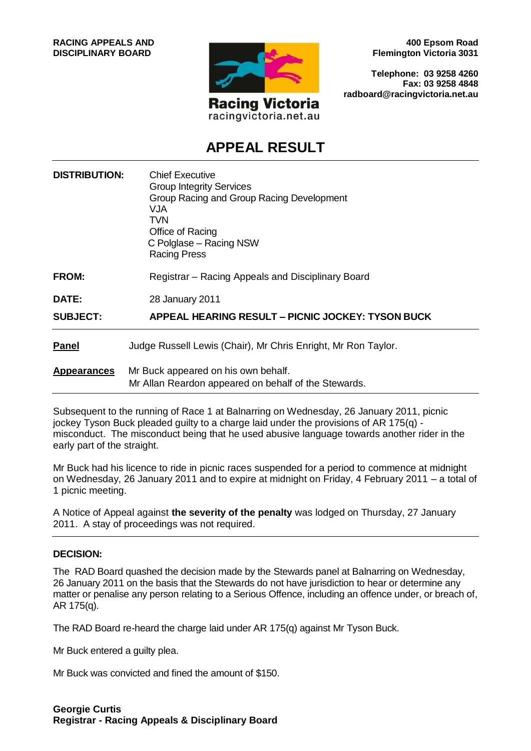**RACING APPEALS AND DISCIPLINARY BOARD**

Racing Victoria
racingvictoria.net.au

**400 Epsom Road**
**Flemington Victoria 3031**

**Telephone: 03 9258 4260**
**Fax: 03 9258 4848**
**radboard@racingvictoria.net.au**

# APPEAL RESULT

| | |
|---|---|
| **DISTRIBUTION:** | Chief Executive<br>Group Integrity Services<br>Group Racing and Group Racing Development<br>VJA<br>TVN<br>Office of Racing<br>C Polglase – Racing NSW<br>Racing Press |
| **FROM:** | Registrar – Racing Appeals and Disciplinary Board |
| **DATE:** | 28 January 2011 |
| **SUBJECT:** | **APPEAL HEARING RESULT – PICNIC JOCKEY: TYSON BUCK** |

**Panel** Judge Russell Lewis (Chair), Mr Chris Enright, Mr Ron Taylor.

**Appearances** Mr Buck appeared on his own behalf.
Mr Allan Reardon appeared on behalf of the Stewards.

Subsequent to the running of Race 1 at Balnarring on Wednesday, 26 January 2011, picnic jockey Tyson Buck pleaded guilty to a charge laid under the provisions of AR 175(q) - misconduct. The misconduct being that he used abusive language towards another rider in the early part of the straight.

Mr Buck had his licence to ride in picnic races suspended for a period to commence at midnight on Wednesday, 26 January 2011 and to expire at midnight on Friday, 4 February 2011 – a total of 1 picnic meeting.

A Notice of Appeal against **the severity of the penalty** was lodged on Thursday, 27 January 2011. A stay of proceedings was not required.

**DECISION:**

The RAD Board quashed the decision made by the Stewards panel at Balnarring on Wednesday, 26 January 2011 on the basis that the Stewards do not have jurisdiction to hear or determine any matter or penalise any person relating to a Serious Offence, including an offence under, or breach of, AR 175(q).

The RAD Board re-heard the charge laid under AR 175(q) against Mr Tyson Buck.

Mr Buck entered a guilty plea.

Mr Buck was convicted and fined the amount of $150.

**Georgie Curtis**
**Registrar - Racing Appeals & Disciplinary Board**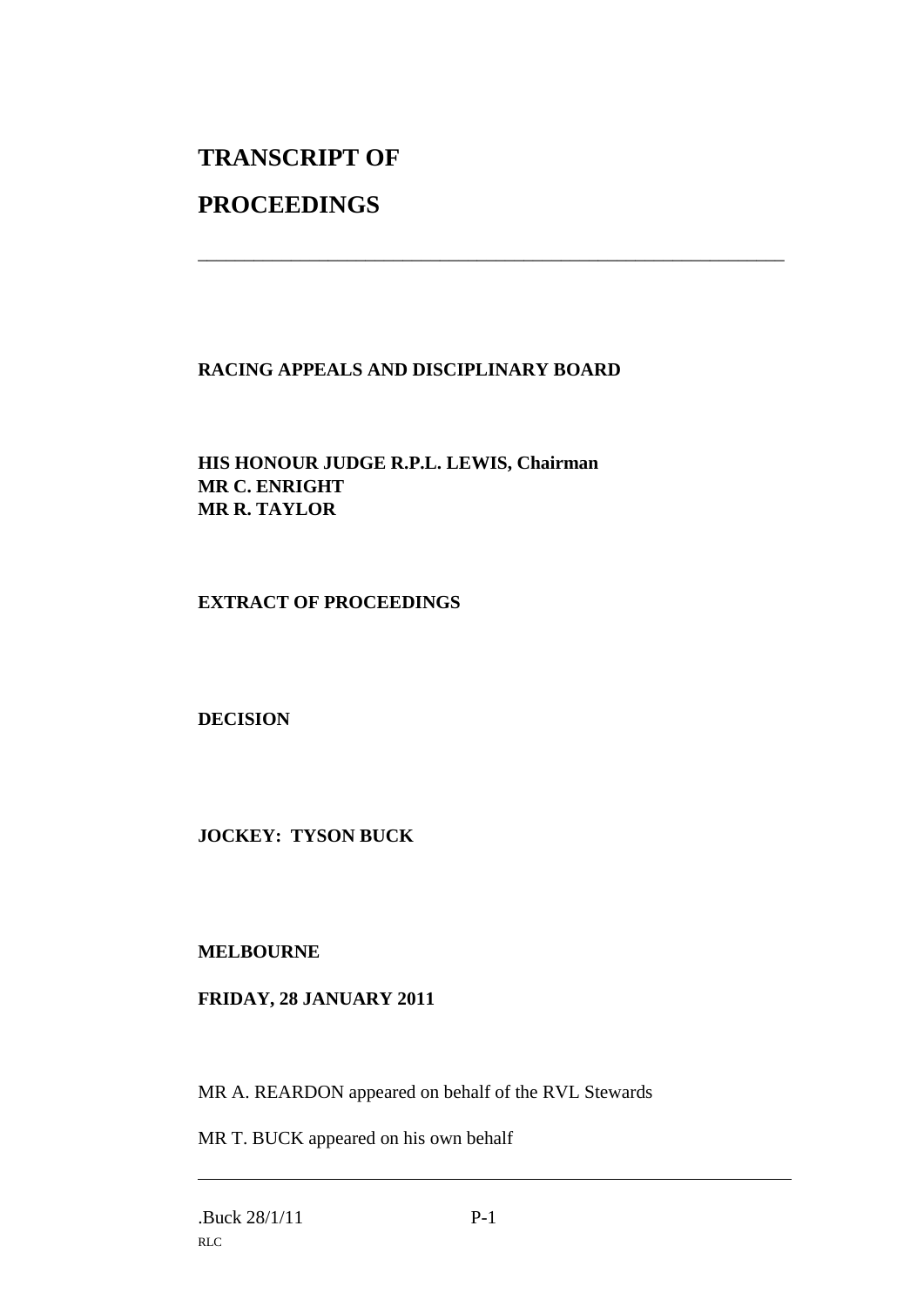# TRANSCRIPT OF

# PROCEEDINGS

---

**RACING APPEALS AND DISCIPLINARY BOARD**

**HIS HONOUR JUDGE R.P.L. LEWIS, Chairman**
**MR C. ENRIGHT**
**MR R. TAYLOR**

**EXTRACT OF PROCEEDINGS**

**DECISION**

**JOCKEY: TYSON BUCK**

**MELBOURNE**

**FRIDAY, 28 JANUARY 2011**

MR A. REARDON appeared on behalf of the RVL Stewards

MR T. BUCK appeared on his own behalf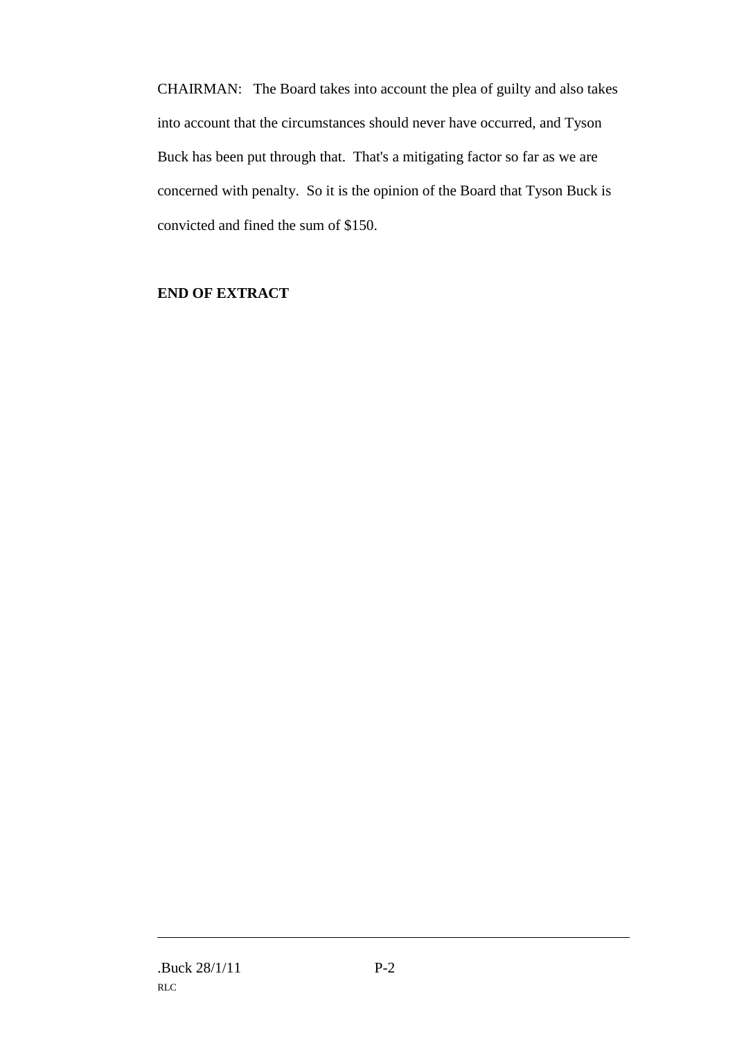CHAIRMAN: The Board takes into account the plea of guilty and also takes into account that the circumstances should never have occurred, and Tyson Buck has been put through that. That's a mitigating factor so far as we are concerned with penalty. So it is the opinion of the Board that Tyson Buck is convicted and fined the sum of $150.

**END OF EXTRACT**